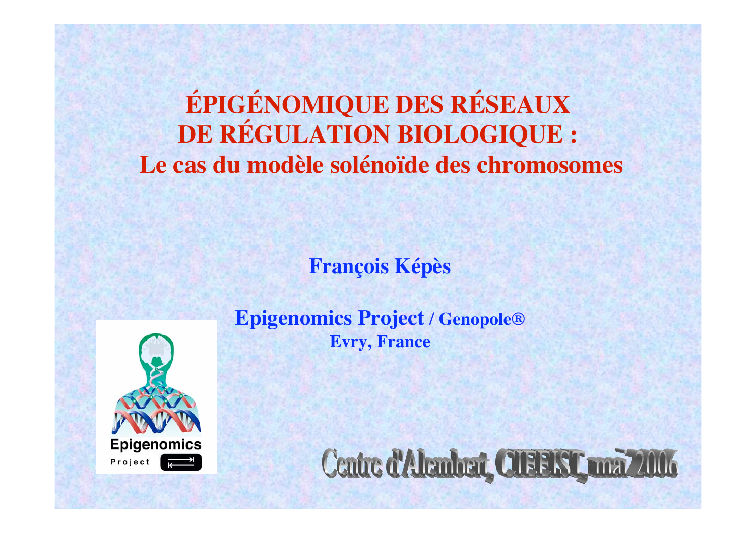# ÉPIGÉNOMIQUE DES RÉSEAUX DE RÉGULATION BIOLOGIQUE : Le cas du modèle solénoïde des chromosomes

**François Képès**

**Epigenomics Project / Genopole®**
**Evry, France**

Epigenomics Project

Centre d'Alembert, CIEEIST, mai 2006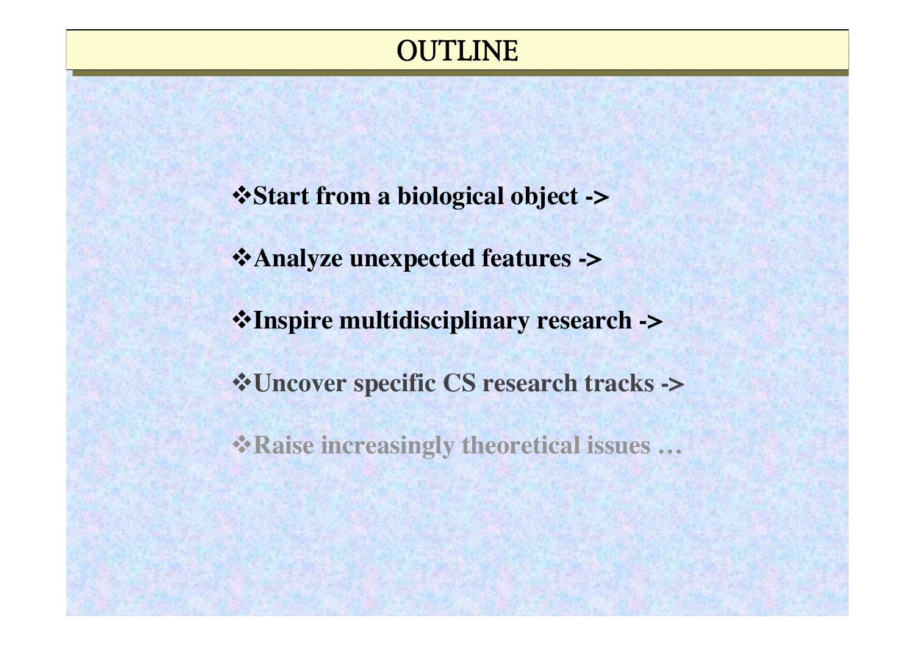# OUTLINE

- **Start from a biological object ->**
- **Analyze unexpected features ->**
- **Inspire multidisciplinary research ->**
- **Uncover specific CS research tracks ->**
- **Raise increasingly theoretical issues …**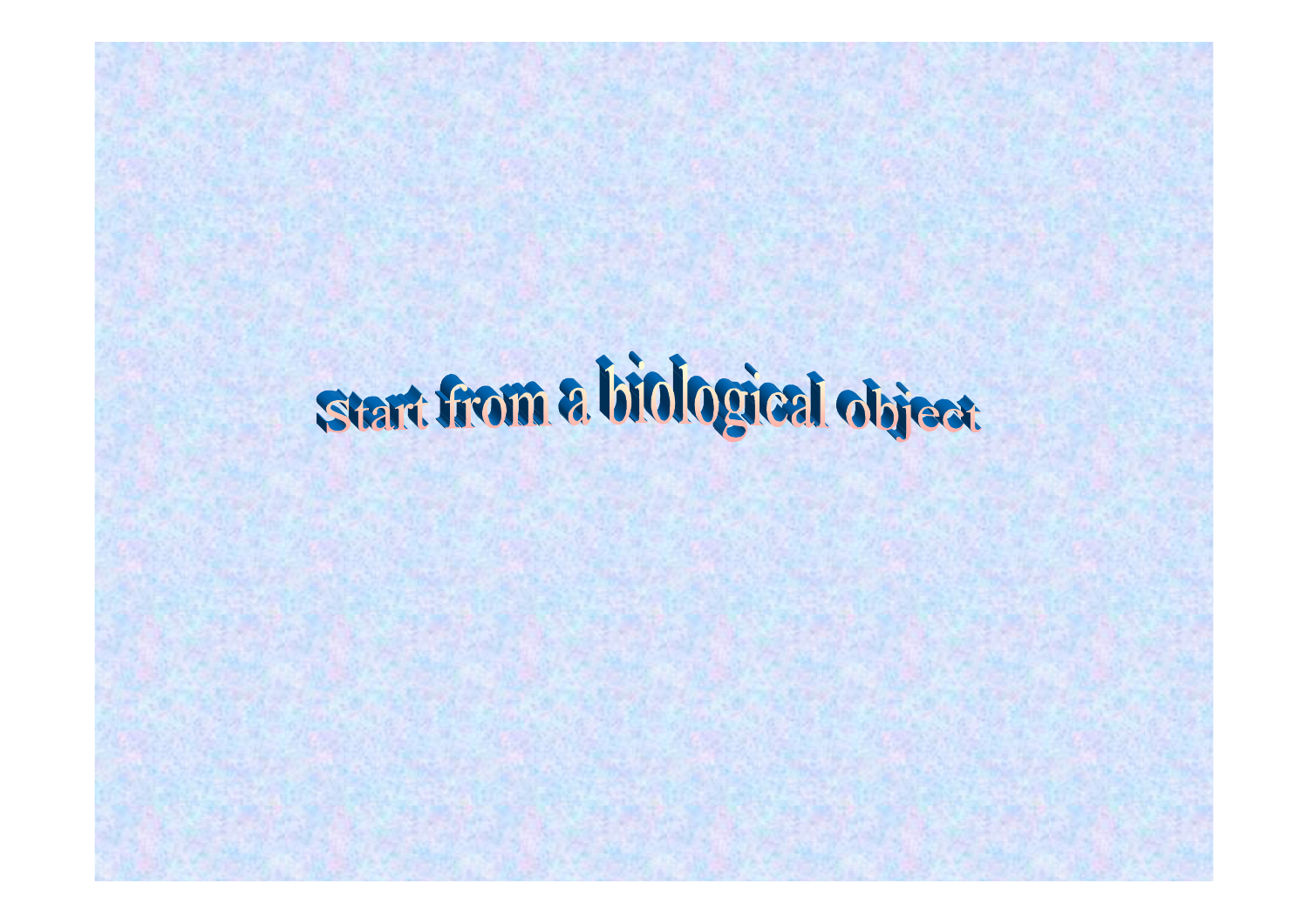# Start from a biological object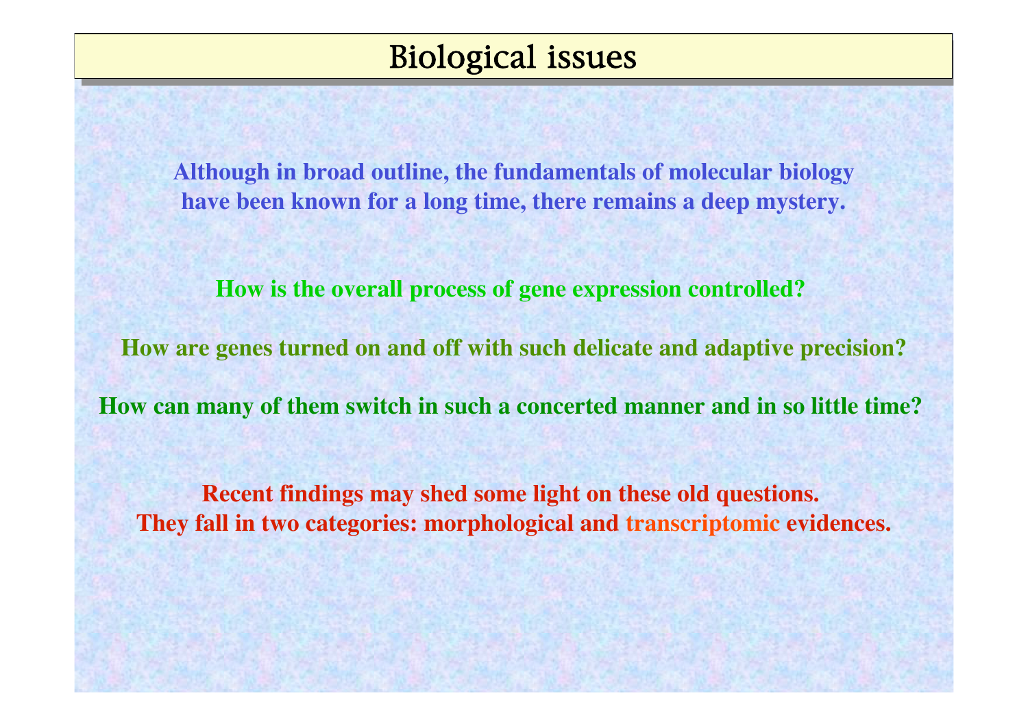# Biological issues

**Although in broad outline, the fundamentals of molecular biology have been known for a long time, there remains a deep mystery.**

**How is the overall process of gene expression controlled?**

**How are genes turned on and off with such delicate and adaptive precision?**

**How can many of them switch in such a concerted manner and in so little time?**

**Recent findings may shed some light on these old questions.**
**They fall in two categories: morphological and transcriptomic evidences.**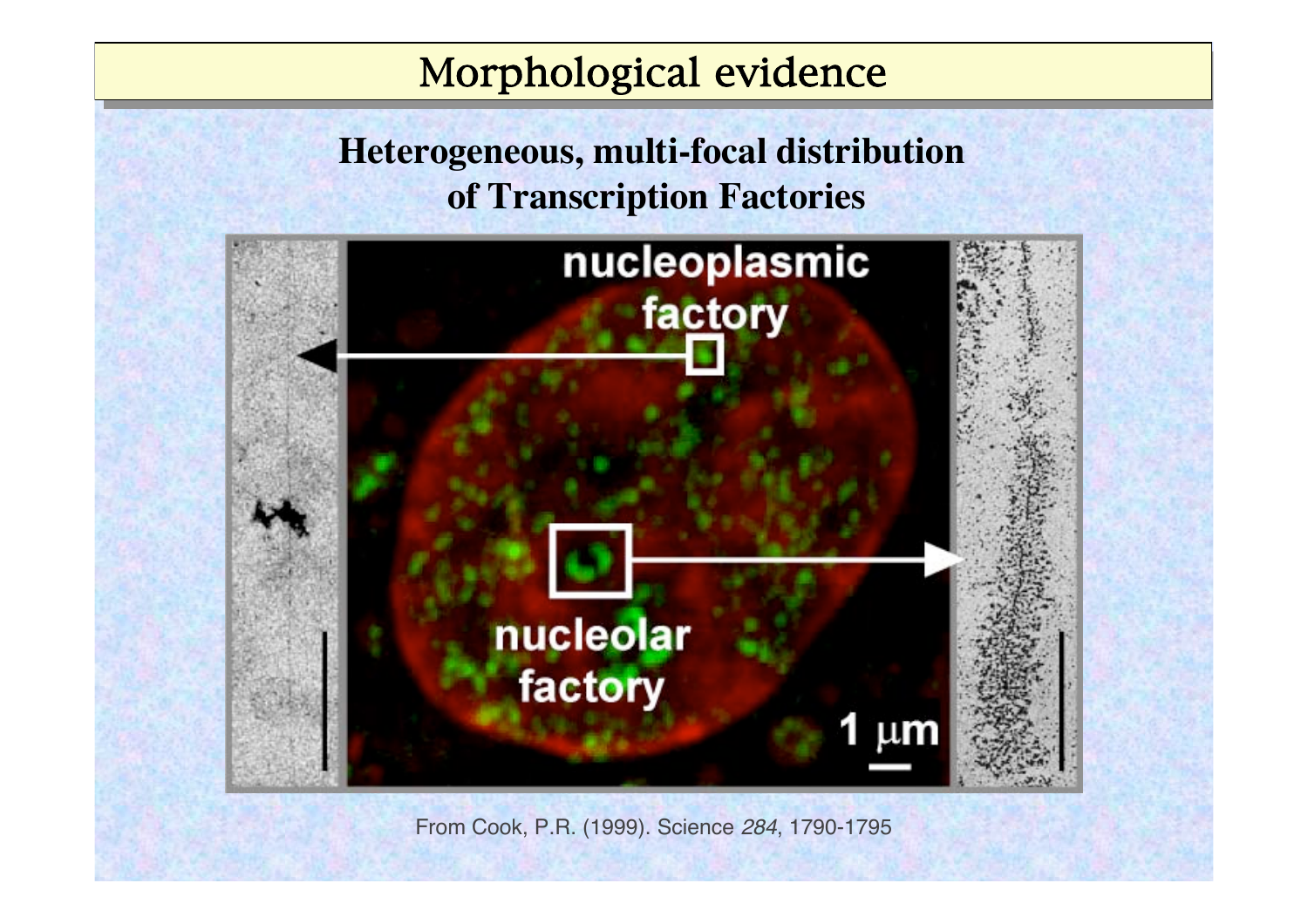# Morphological evidence

**Heterogeneous, multi-focal distribution of Transcription Factories**

From Cook, P.R. (1999). Science *284*, 1790-1795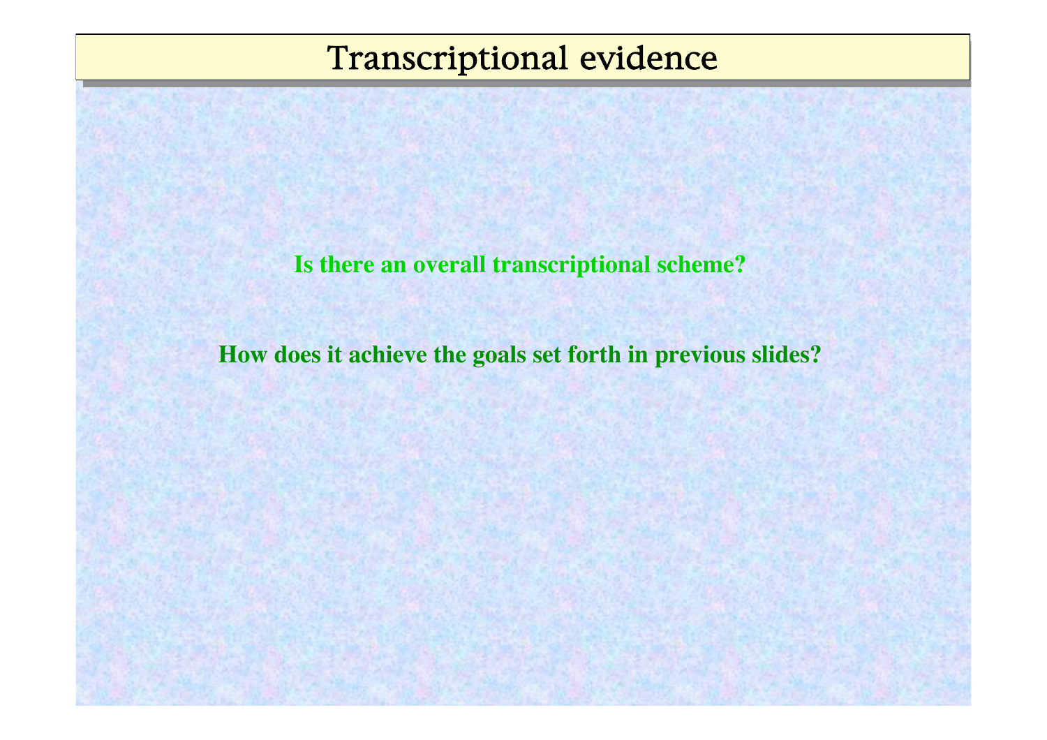# Transcriptional evidence

**Is there an overall transcriptional scheme?**

**How does it achieve the goals set forth in previous slides?**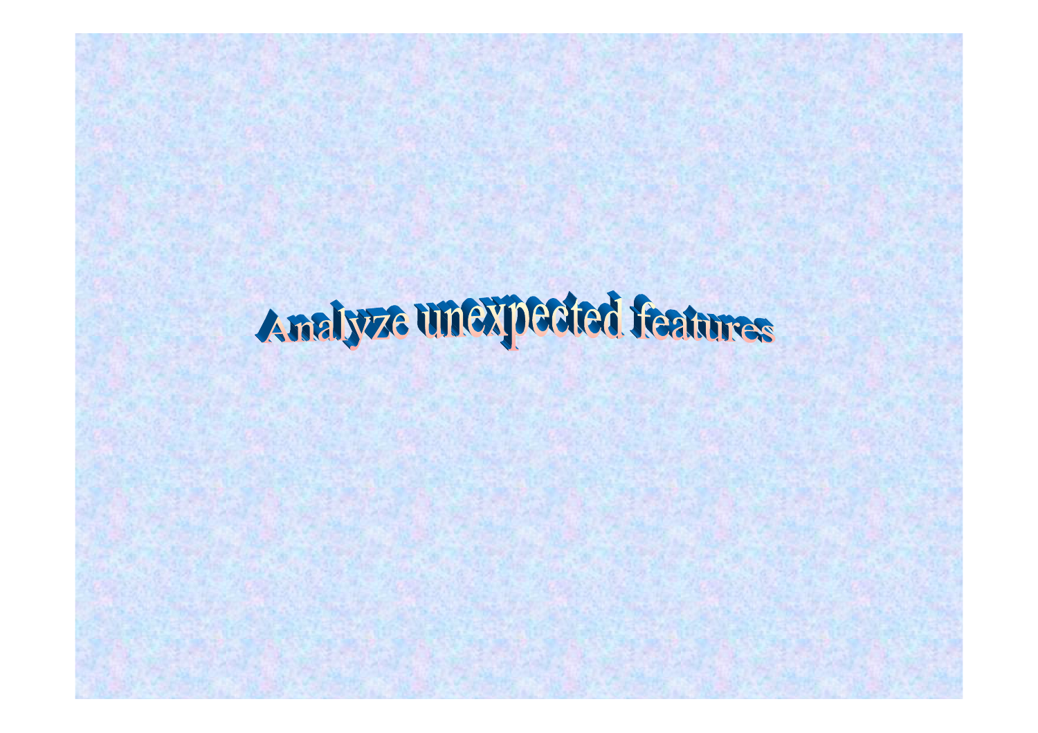# Analyze unexpected features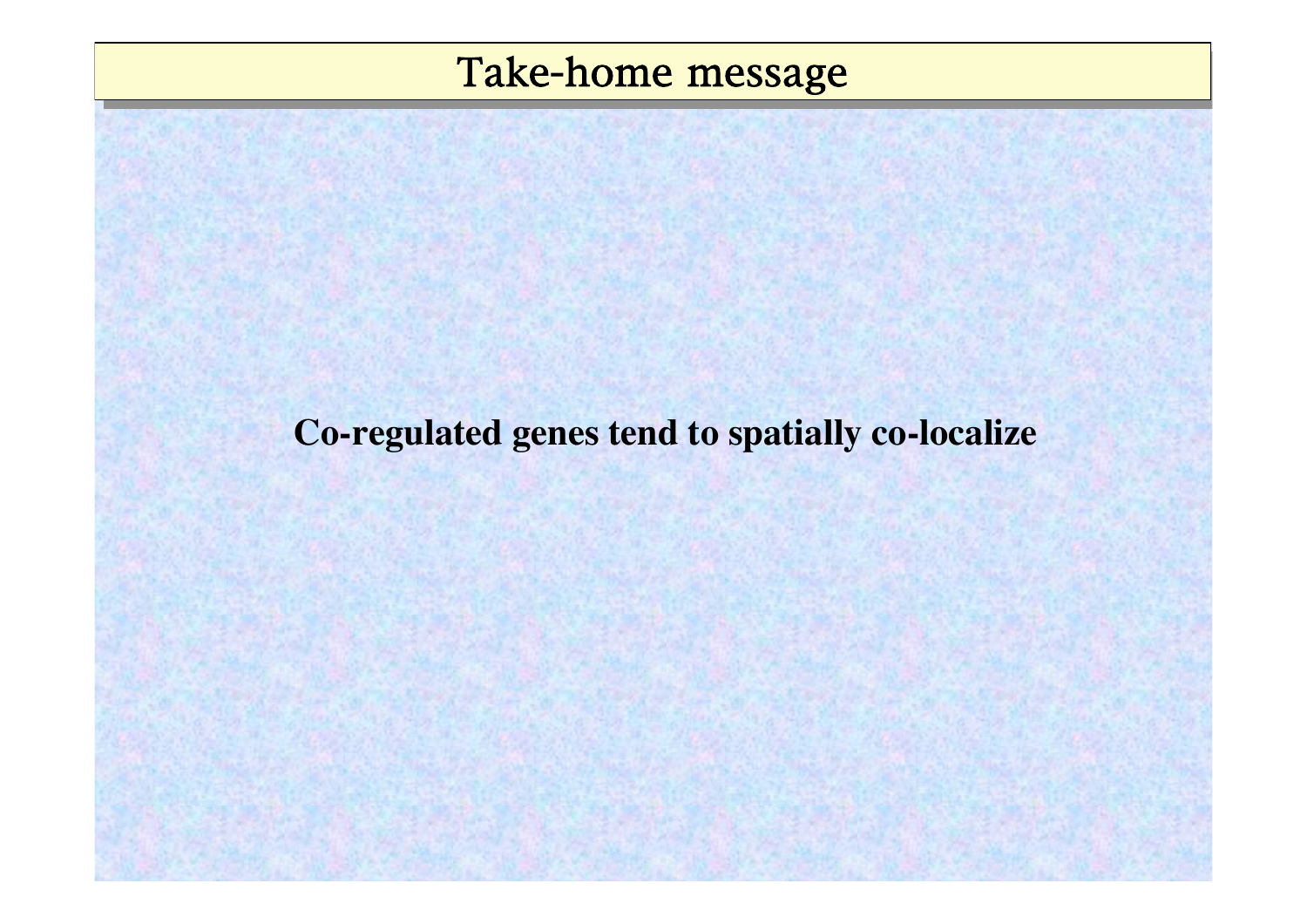# Take-home message

**Co-regulated genes tend to spatially co-localize**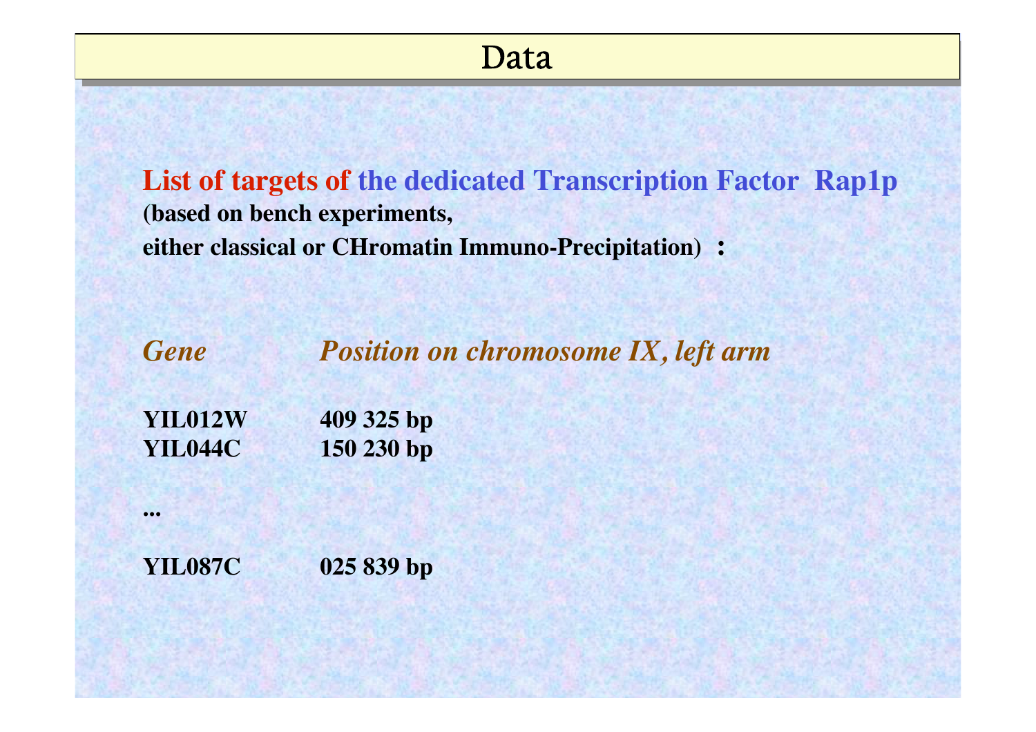# Data

**List of targets of the dedicated Transcription Factor Rap1p**
**(based on bench experiments,**
**either classical or CHromatin Immuno-Precipitation) :**

| *Gene* | *Position on chromosome IX, left arm* |
|---|---|
| **YIL012W** | **409 325 bp** |
| **YIL044C** | **150 230 bp** |
| **...** | |
| **YIL087C** | **025 839 bp** |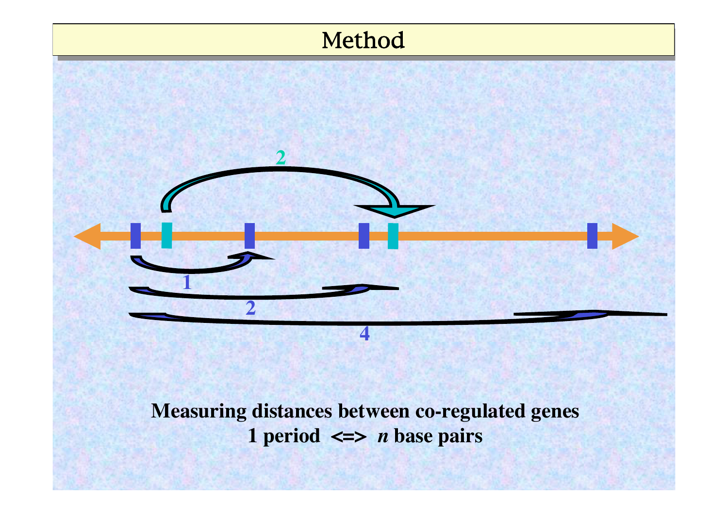# Method

2

1

2

4

**Measuring distances between co-regulated genes**
**1 period <=> *n* base pairs**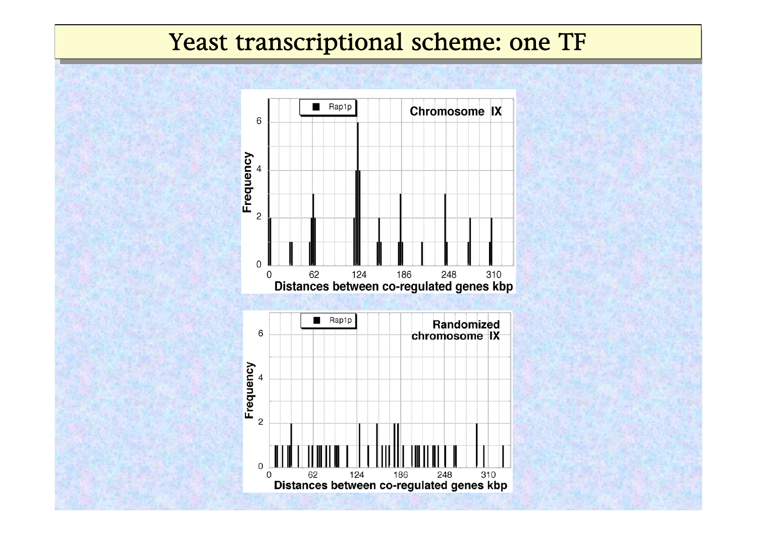# Yeast transcriptional scheme: one TF

**Chromosome IX** (Rap1p)

Frequency vs. Distances between co-regulated genes kbp

**Randomized chromosome IX** (Rap1p)

Frequency vs. Distances between co-regulated genes kbp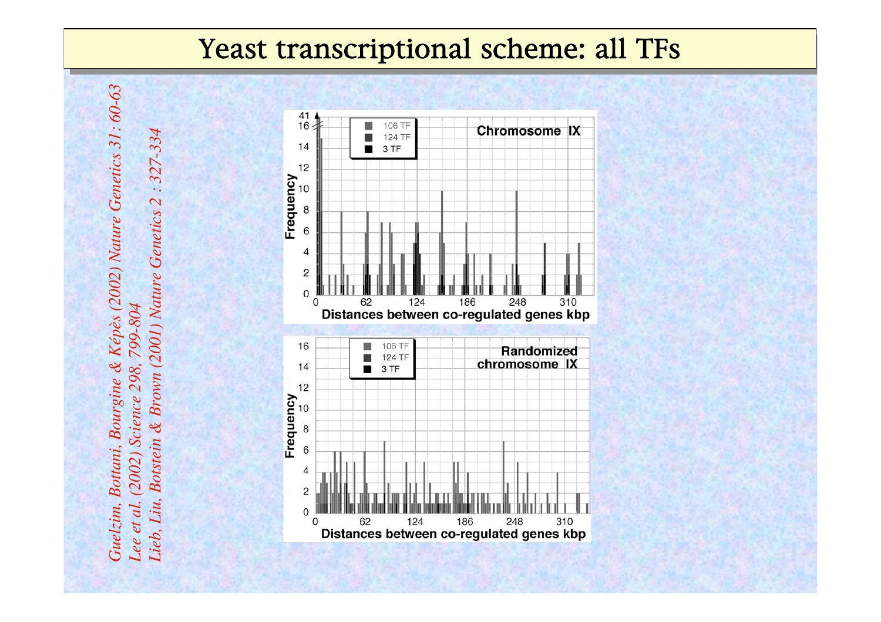# Yeast transcriptional scheme: all TFs

*Guelzim, Bottani, Bourgine & Képès (2002) Nature Genetics 31: 60-63*
*Lee et al. (2002) Science 298, 799-804*
*Lieb, Liu, Botstein & Brown (2001) Nature Genetics 2 : 327-334*

Chromosome IX

106 TF
124 TF
3 TF

Frequency

Distances between co-regulated genes kbp

Randomized chromosome IX

106 TF
124 TF
3 TF

Frequency

Distances between co-regulated genes kbp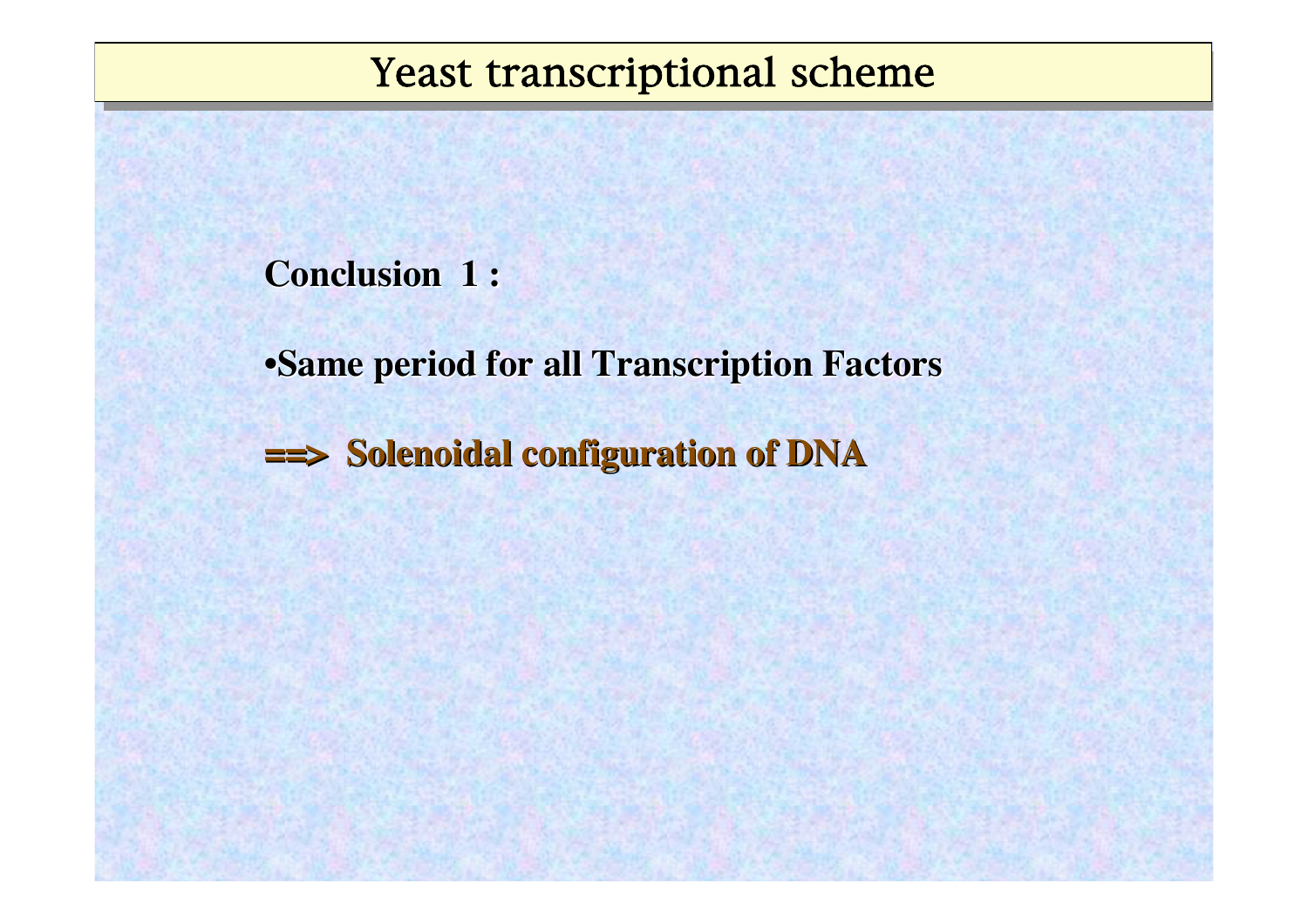# Yeast transcriptional scheme

**Conclusion 1 :**

- **Same period for all Transcription Factors**

**==> Solenoidal configuration of DNA**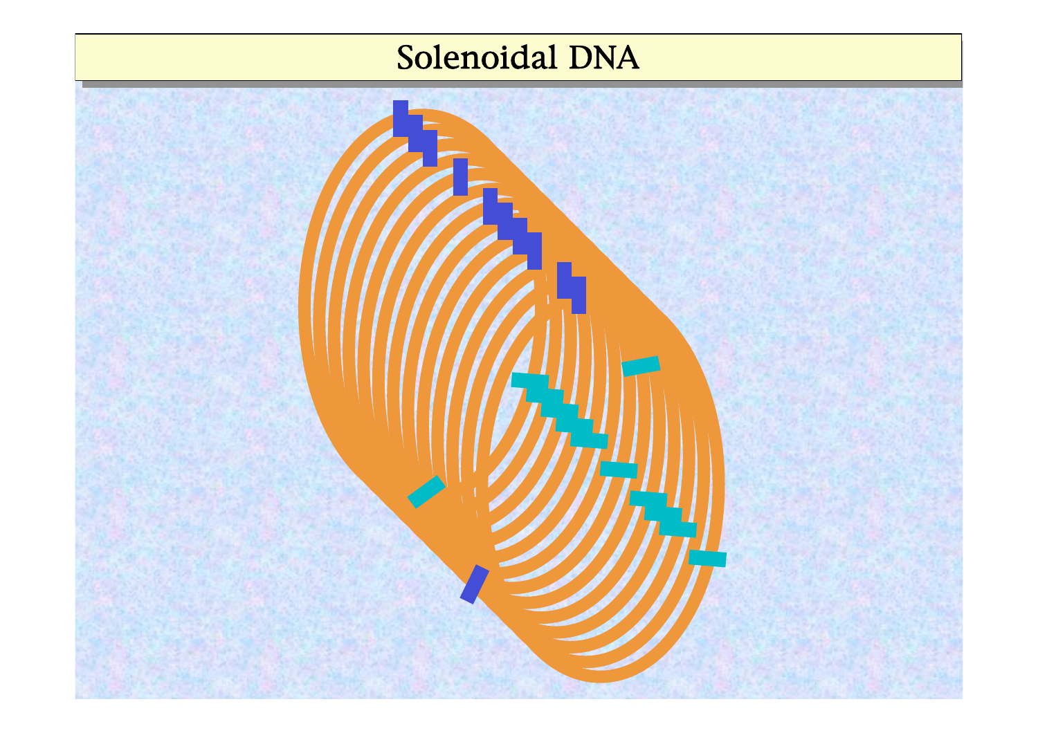# Solenoidal DNA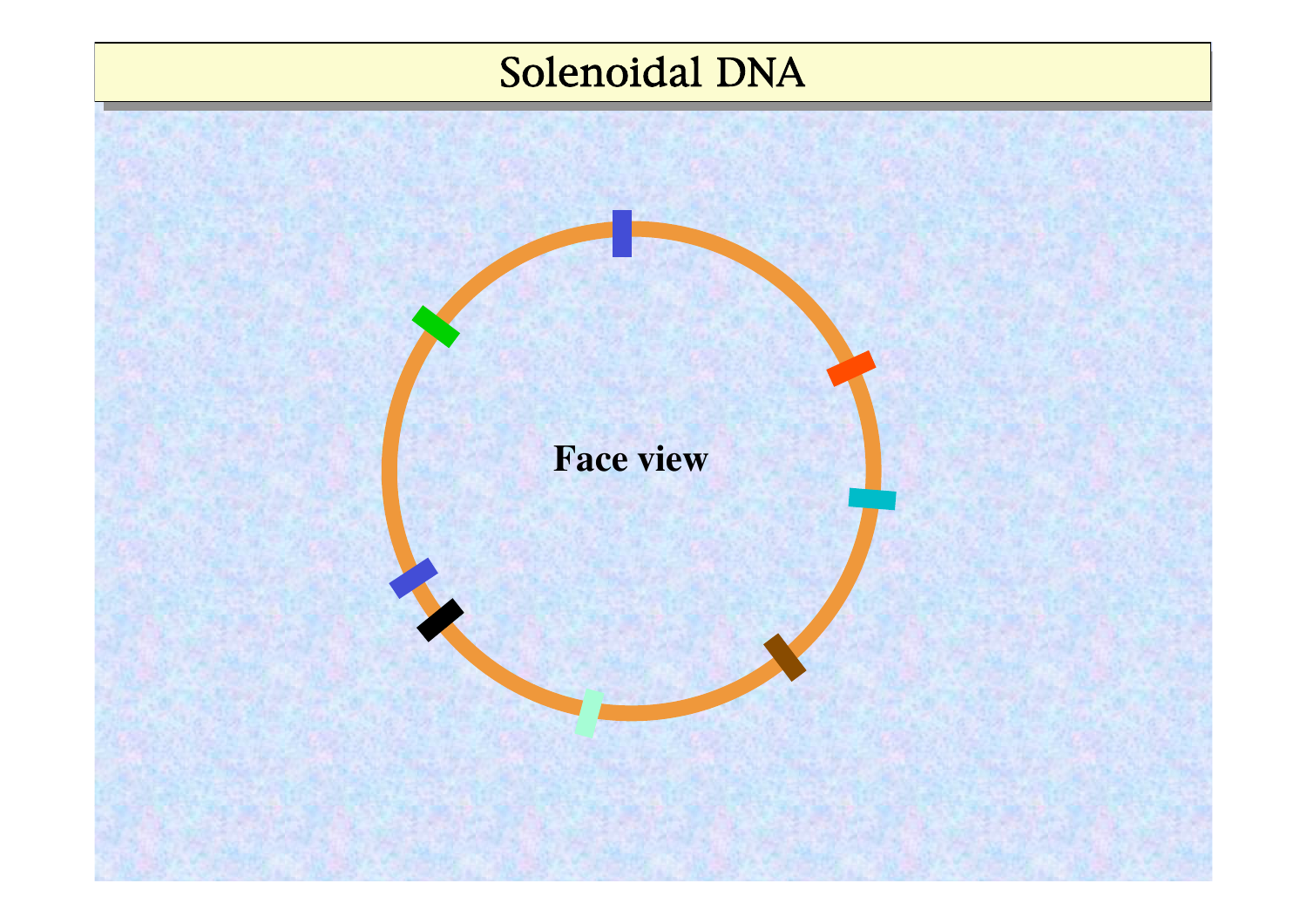# Solenoidal DNA

Face view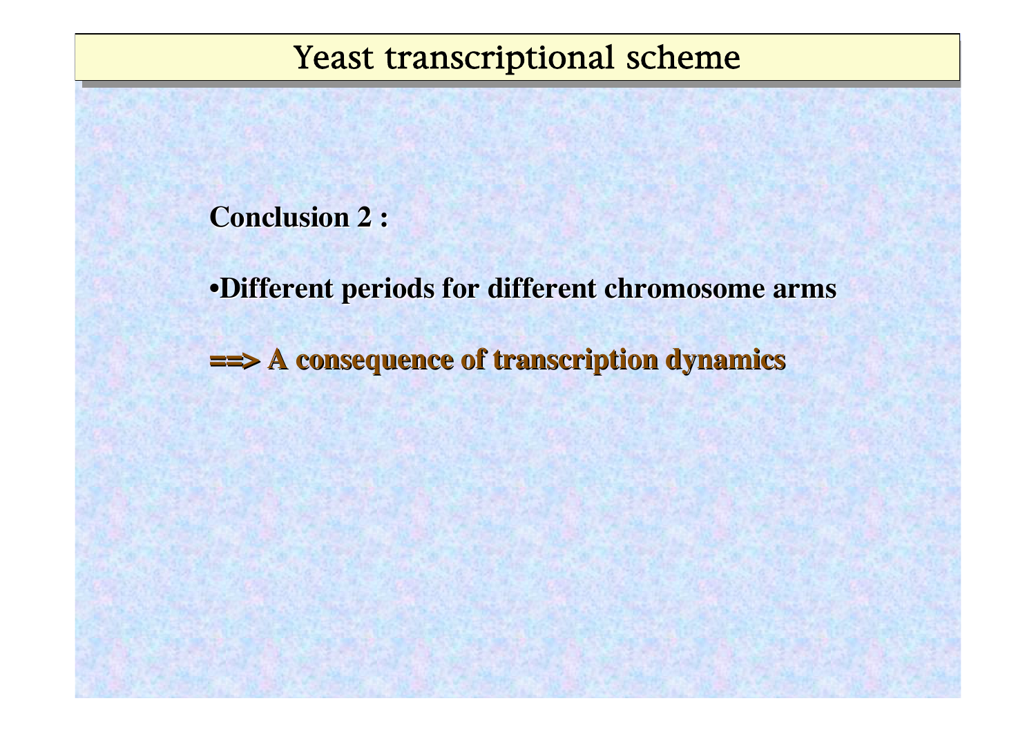# Yeast transcriptional scheme

**Conclusion 2 :**

**•Different periods for different chromosome arms**

**==> A consequence of transcription dynamics**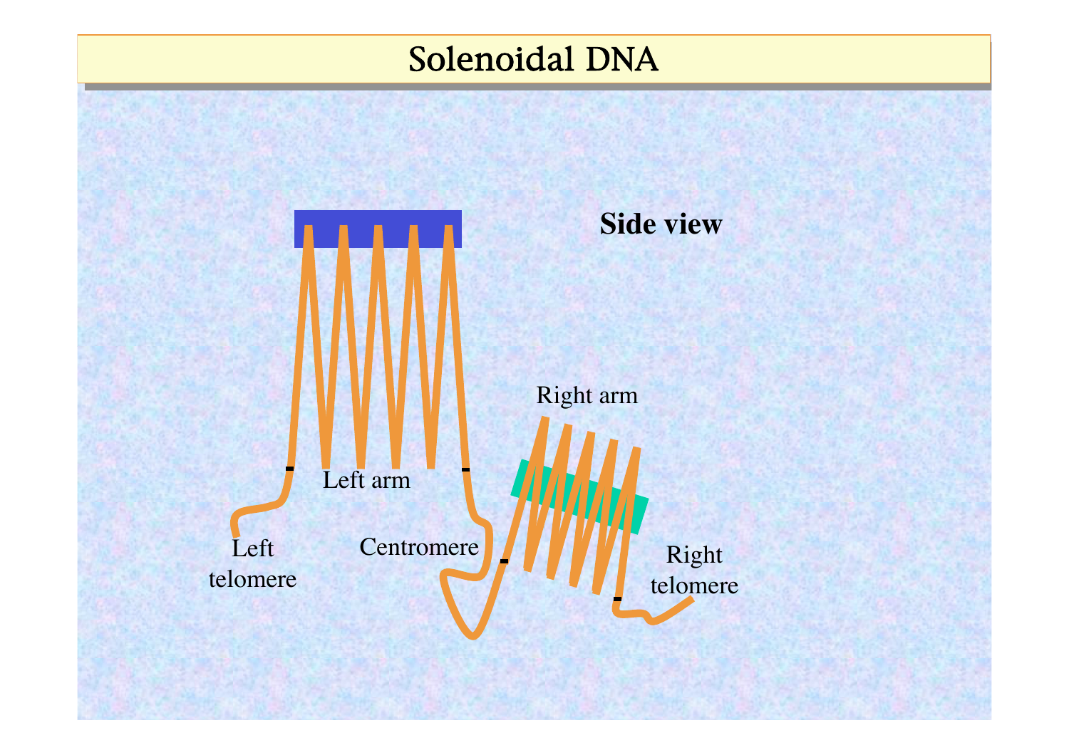# Solenoidal DNA

**Side view**

Right arm

Left arm

Left telomere

Centromere

Right telomere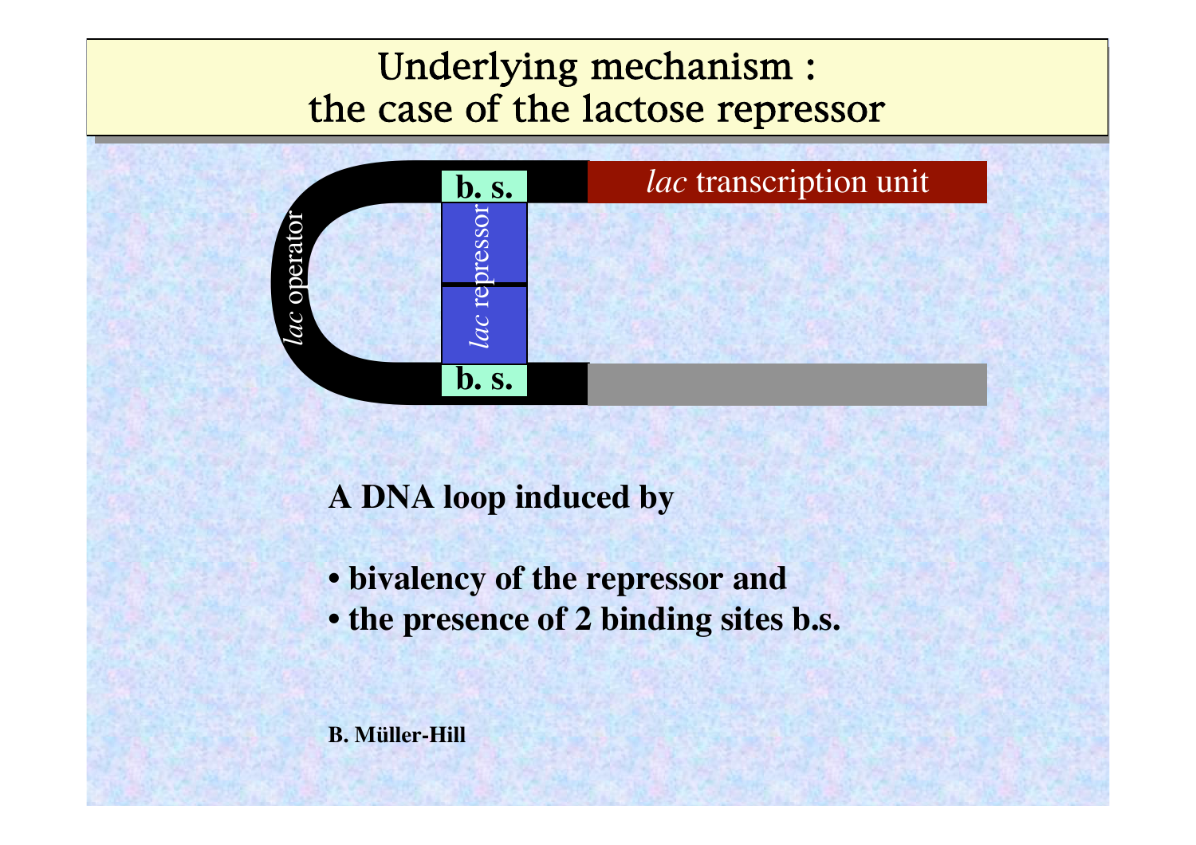# Underlying mechanism : the case of the lactose repressor

b. s.

*lac* transcription unit

*lac* operator

*lac* repressor

b. s.

**A DNA loop induced by**

- **bivalency of the repressor and**
- **the presence of 2 binding sites b.s.**

**B. Müller-Hill**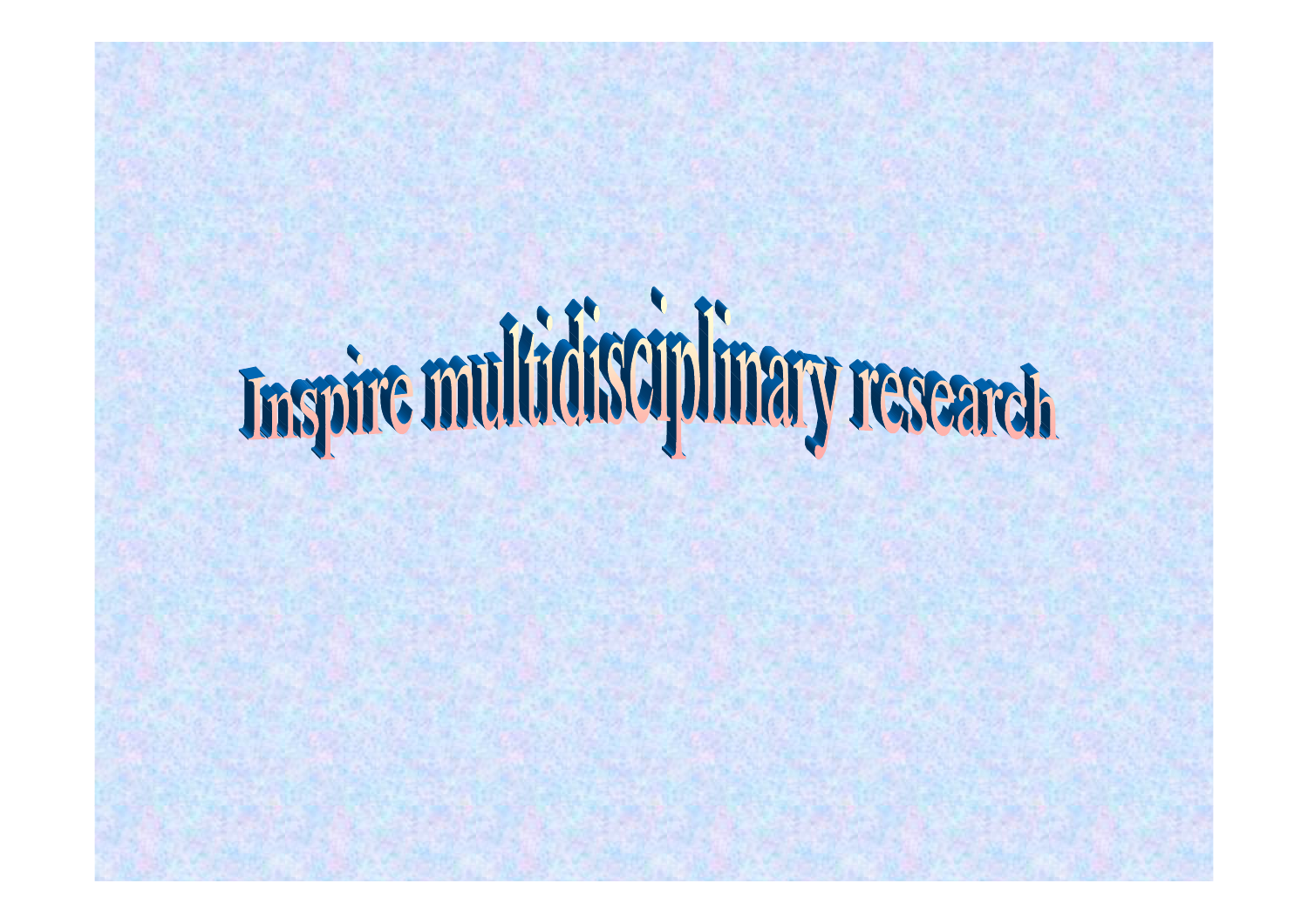# Inspire multidisciplinary research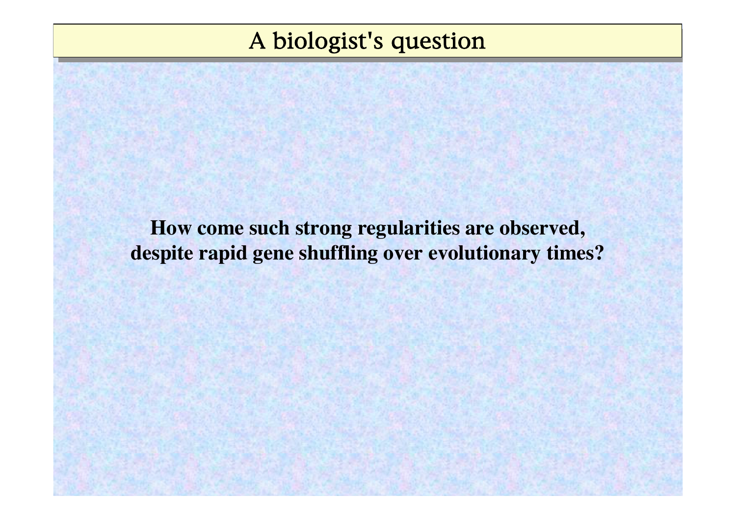# A biologist's question

**How come such strong regularities are observed, despite rapid gene shuffling over evolutionary times?**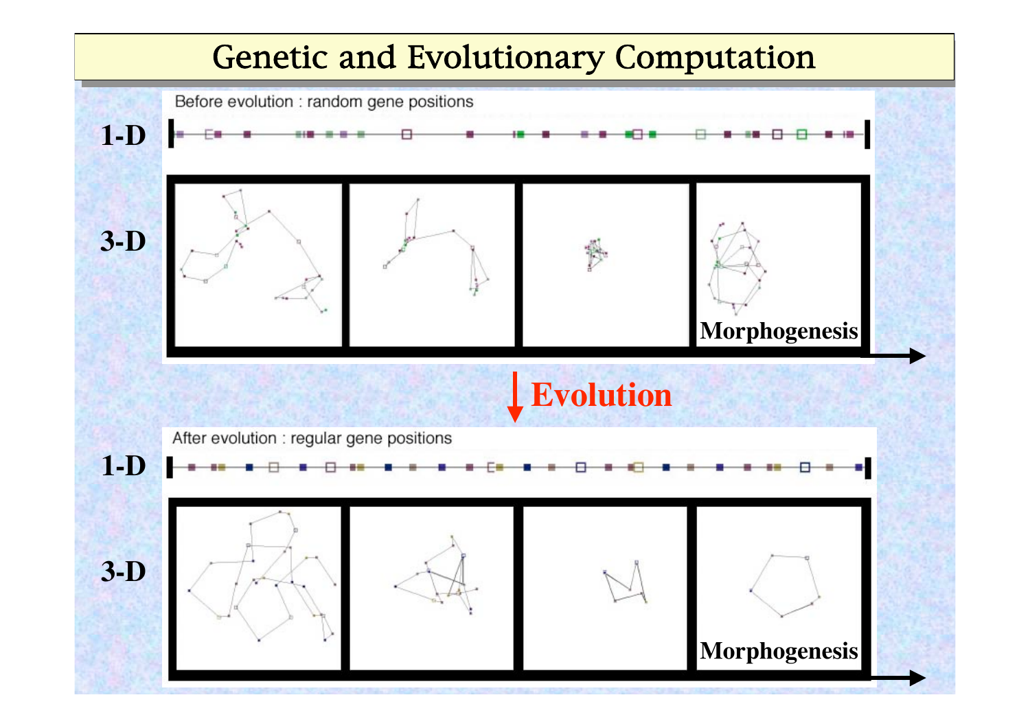# Genetic and Evolutionary Computation

Before evolution : random gene positions

1-D

3-D

Morphogenesis

Evolution

After evolution : regular gene positions

1-D

3-D

Morphogenesis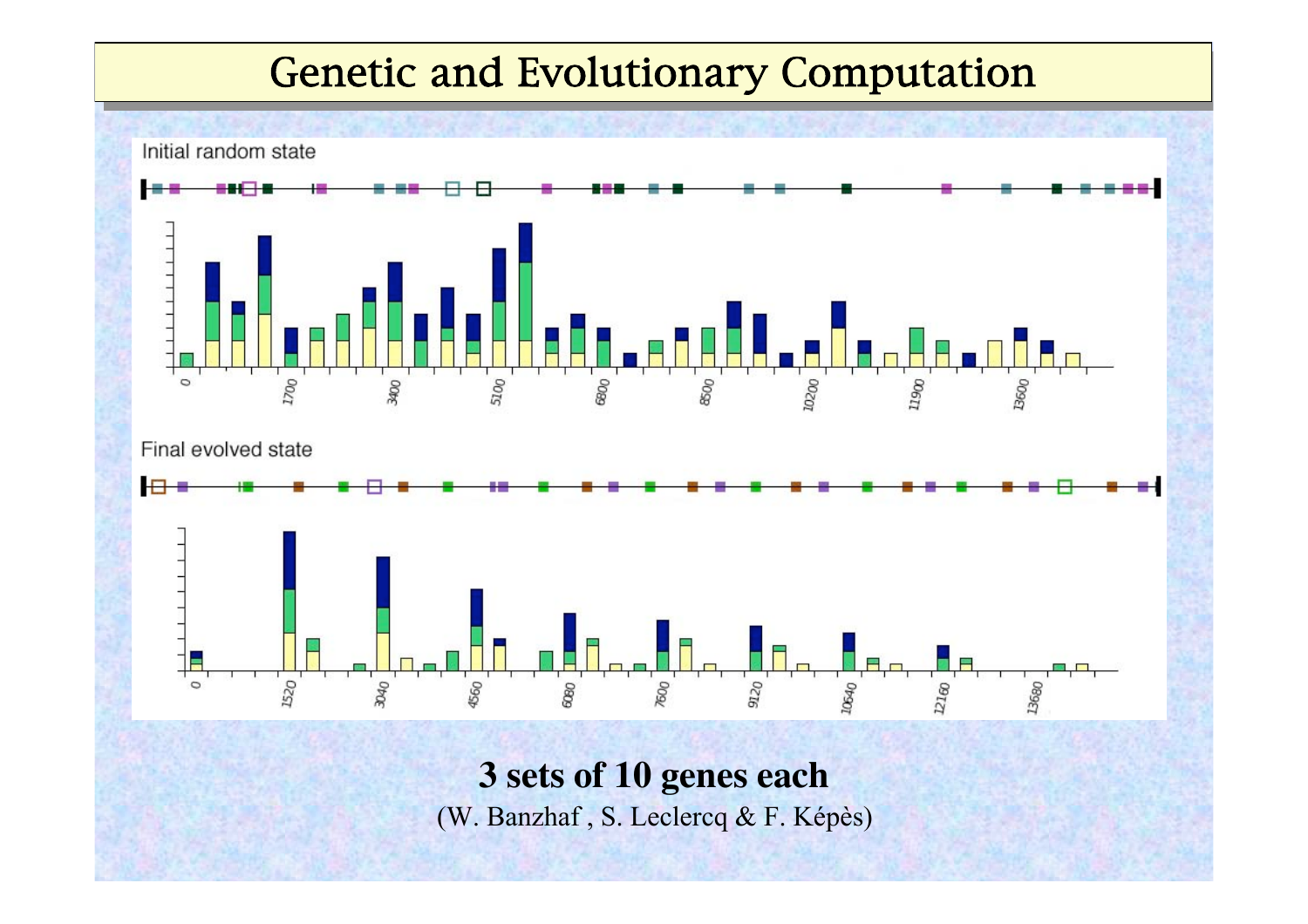# Genetic and Evolutionary Computation

Initial random state

Final evolved state

**3 sets of 10 genes each**

(W. Banzhaf , S. Leclercq & F. Képès)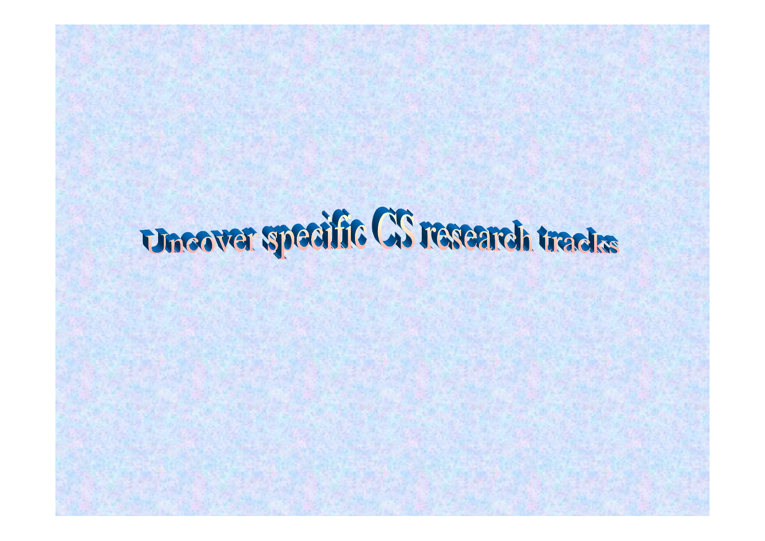# Uncover specific CS research tracks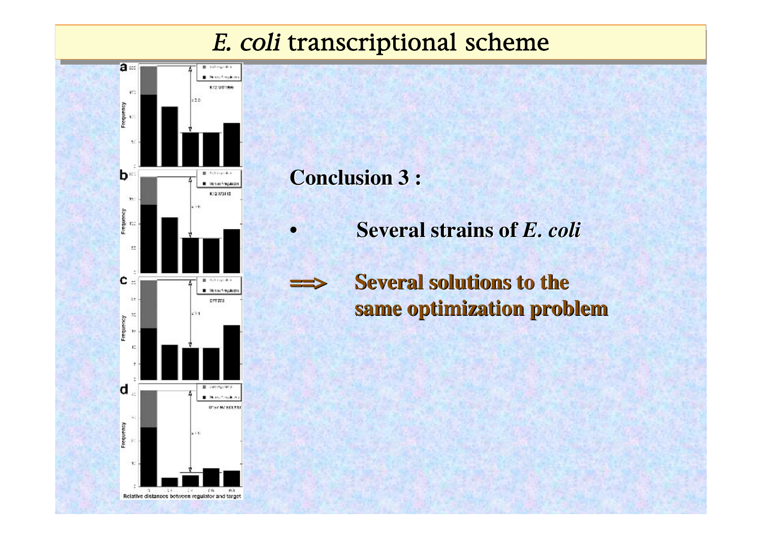# *E. coli* transcriptional scheme

**Conclusion 3 :**

- **Several strains of *E. coli***

**==> Several solutions to the same optimization problem**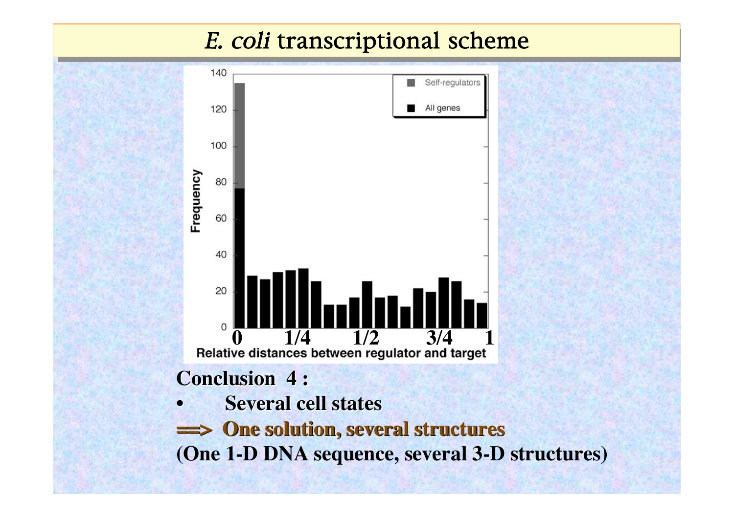# *E. coli* transcriptional scheme

**Conclusion 4 :**

- **Several cell states**

**==> One solution, several structures**

**(One 1-D DNA sequence, several 3-D structures)**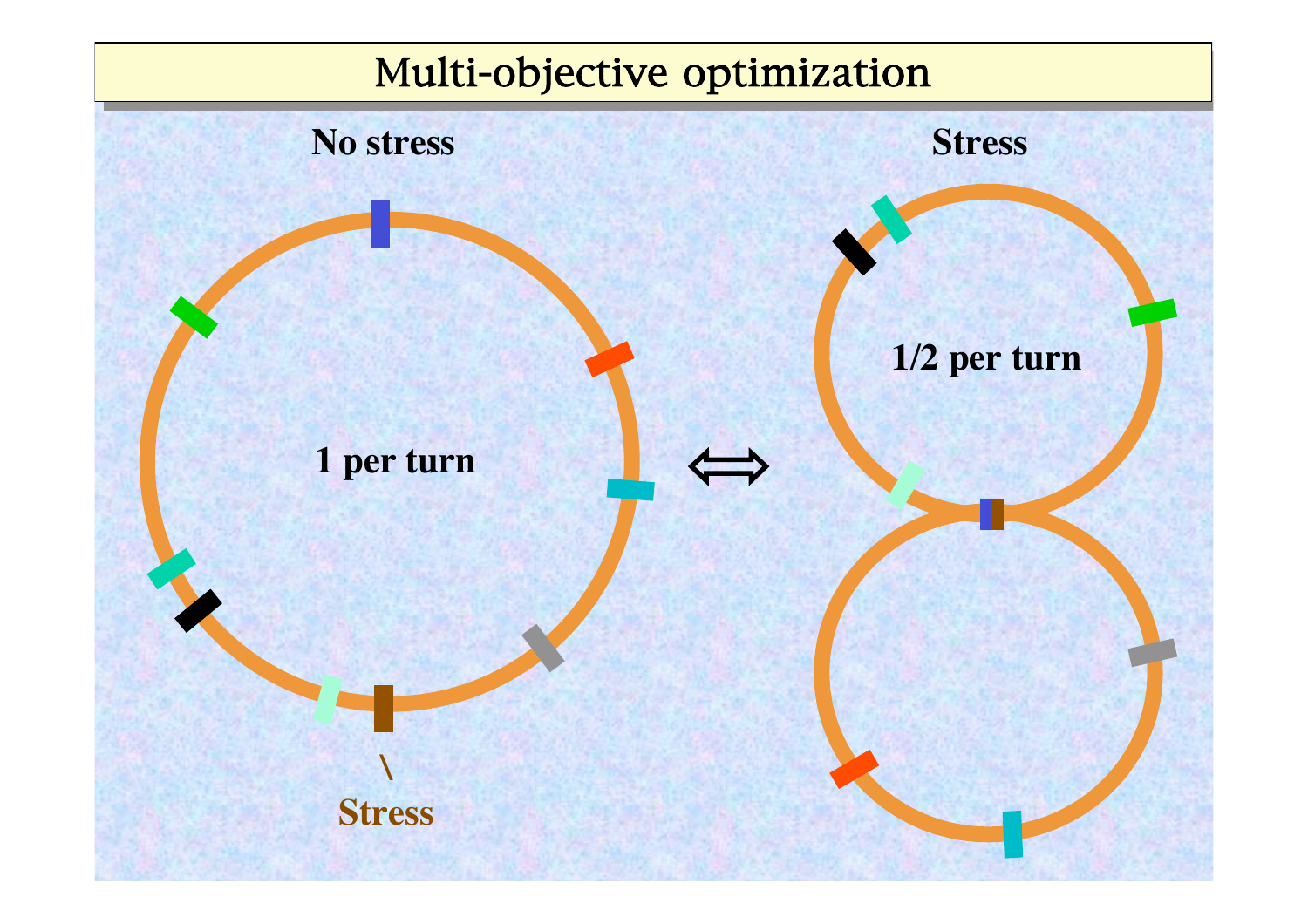# Multi-objective optimization

**No stress**

**1 per turn**

\

**Stress**

⟺

**Stress**

**1/2 per turn**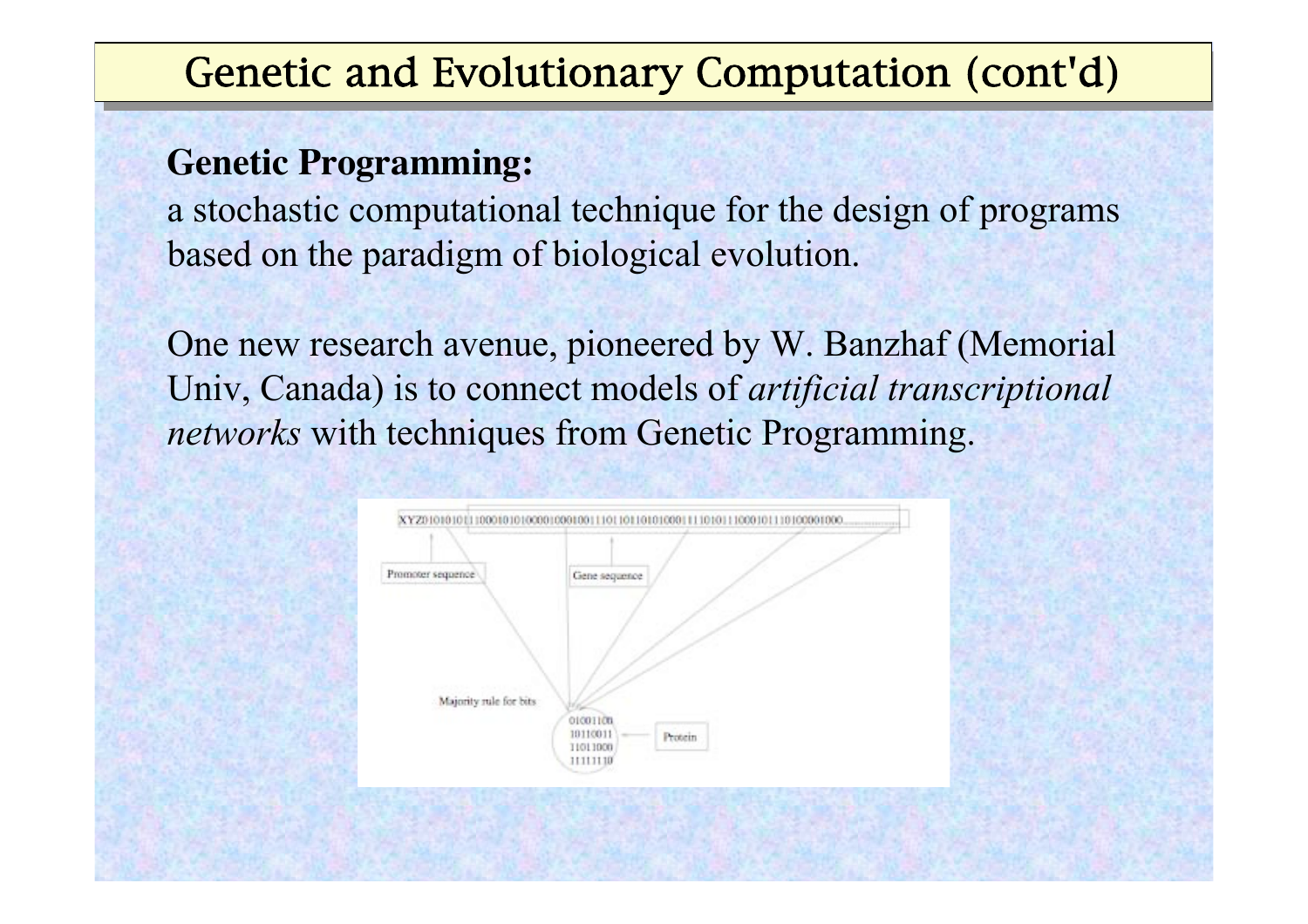# Genetic and Evolutionary Computation (cont'd)

**Genetic Programming:**
a stochastic computational technique for the design of programs based on the paradigm of biological evolution.

One new research avenue, pioneered by W. Banzhaf (Memorial Univ, Canada) is to connect models of *artificial transcriptional networks* with techniques from Genetic Programming.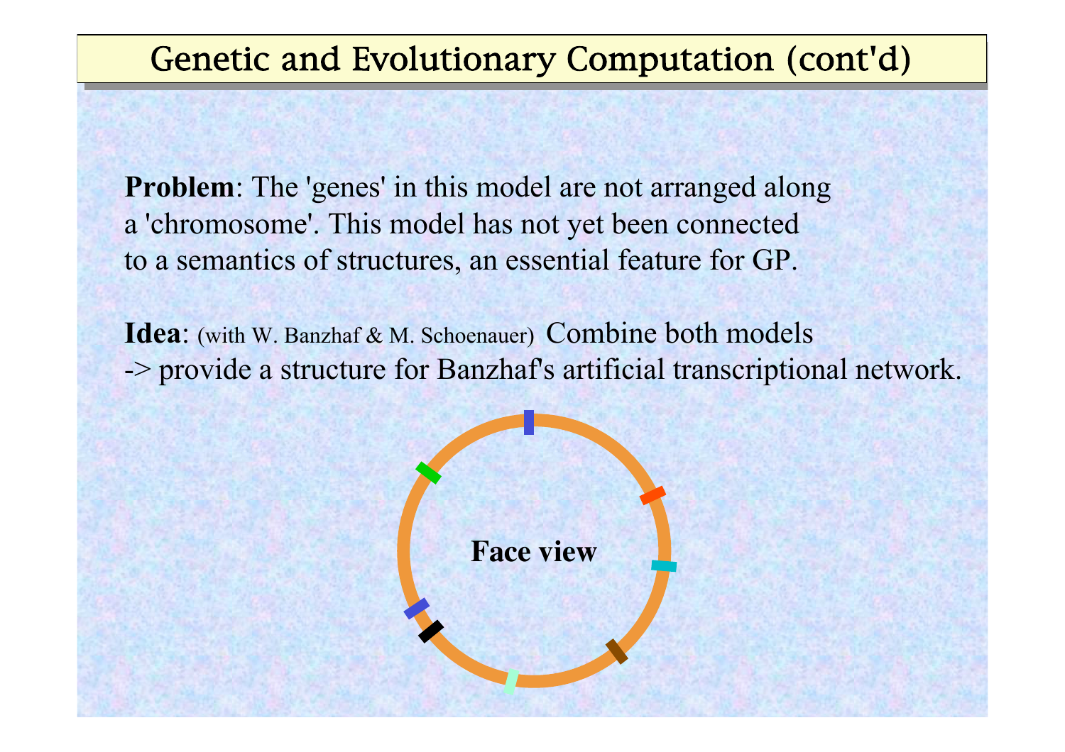# Genetic and Evolutionary Computation (cont'd)

**Problem**: The 'genes' in this model are not arranged along a 'chromosome'. This model has not yet been connected to a semantics of structures, an essential feature for GP.

**Idea**: (with W. Banzhaf & M. Schoenauer) Combine both models -> provide a structure for Banzhaf's artificial transcriptional network.

**Face view**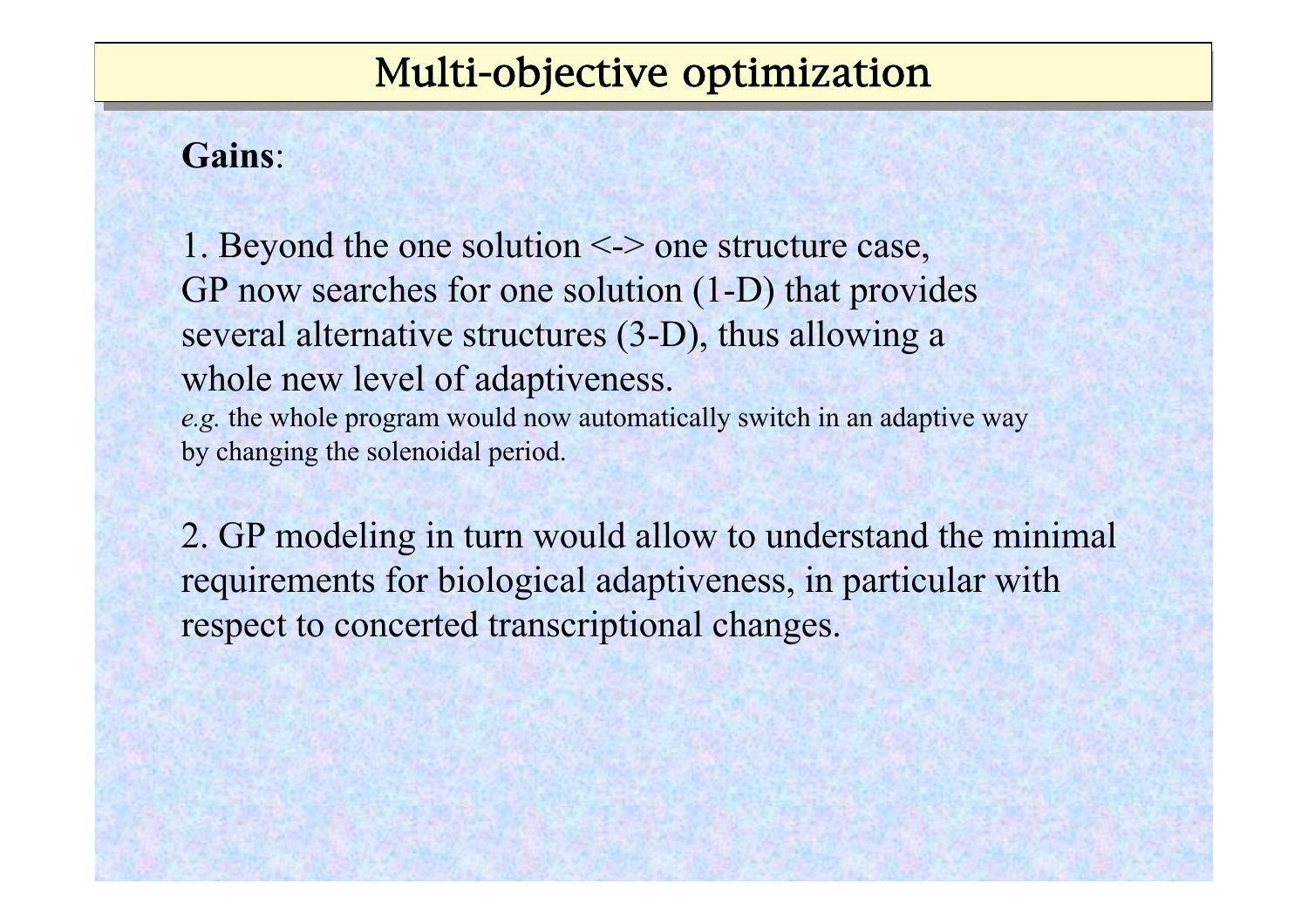# Multi-objective optimization

**Gains**:

1. Beyond the one solution <-> one structure case, GP now searches for one solution (1-D) that provides several alternative structures (3-D), thus allowing a whole new level of adaptiveness.
*e.g.* the whole program would now automatically switch in an adaptive way by changing the solenoidal period.

2. GP modeling in turn would allow to understand the minimal requirements for biological adaptiveness, in particular with respect to concerted transcriptional changes.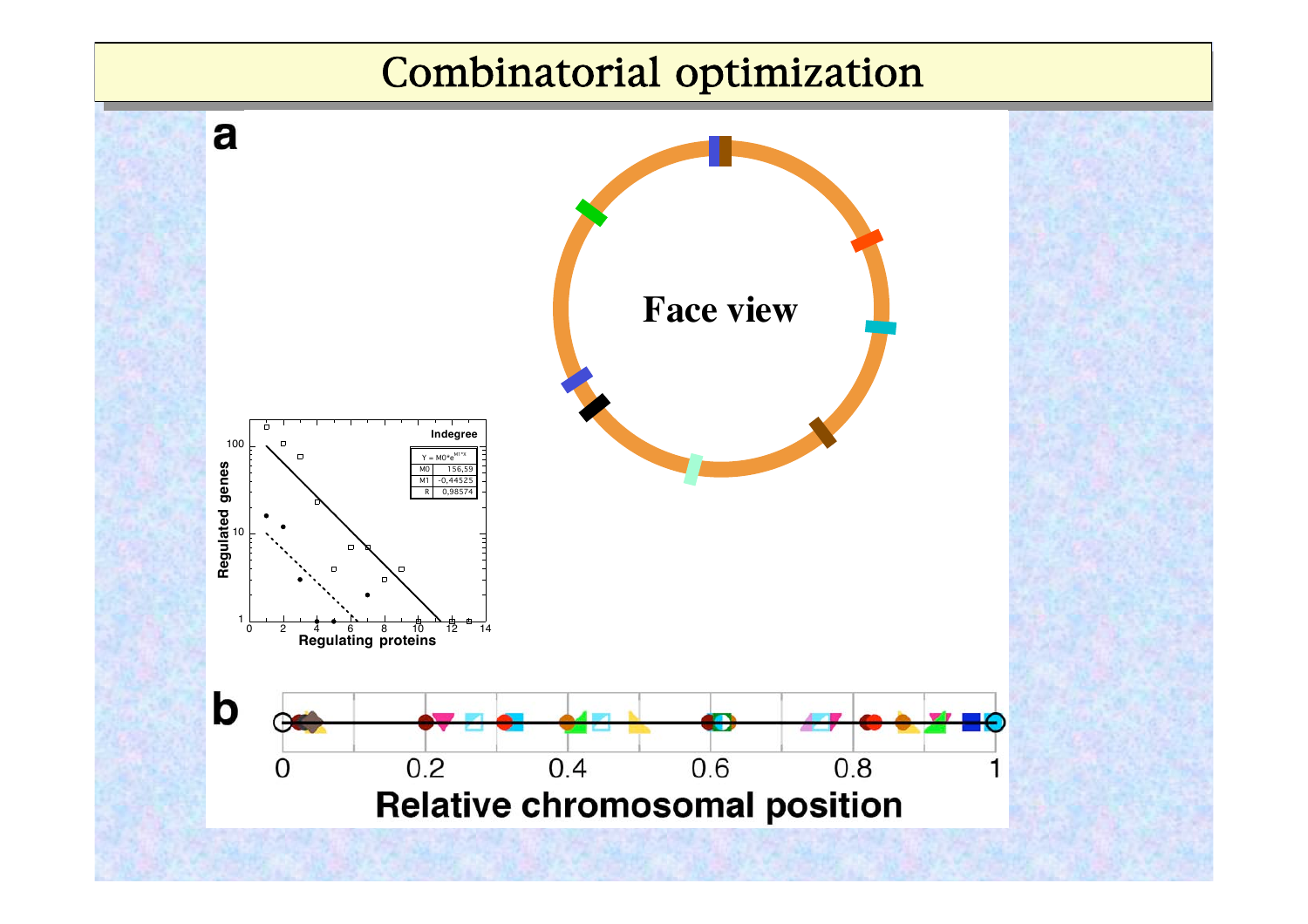# Combinatorial optimization

**a**

Face view

Indegree

$Y = M0 \cdot e^{M1 \cdot X}$

| | |
|---|---|
| M0 | 156,59 |
| M1 | -0,44525 |
| R | 0,98574 |

Regulated genes

Regulating proteins

**b**

Relative chromosomal position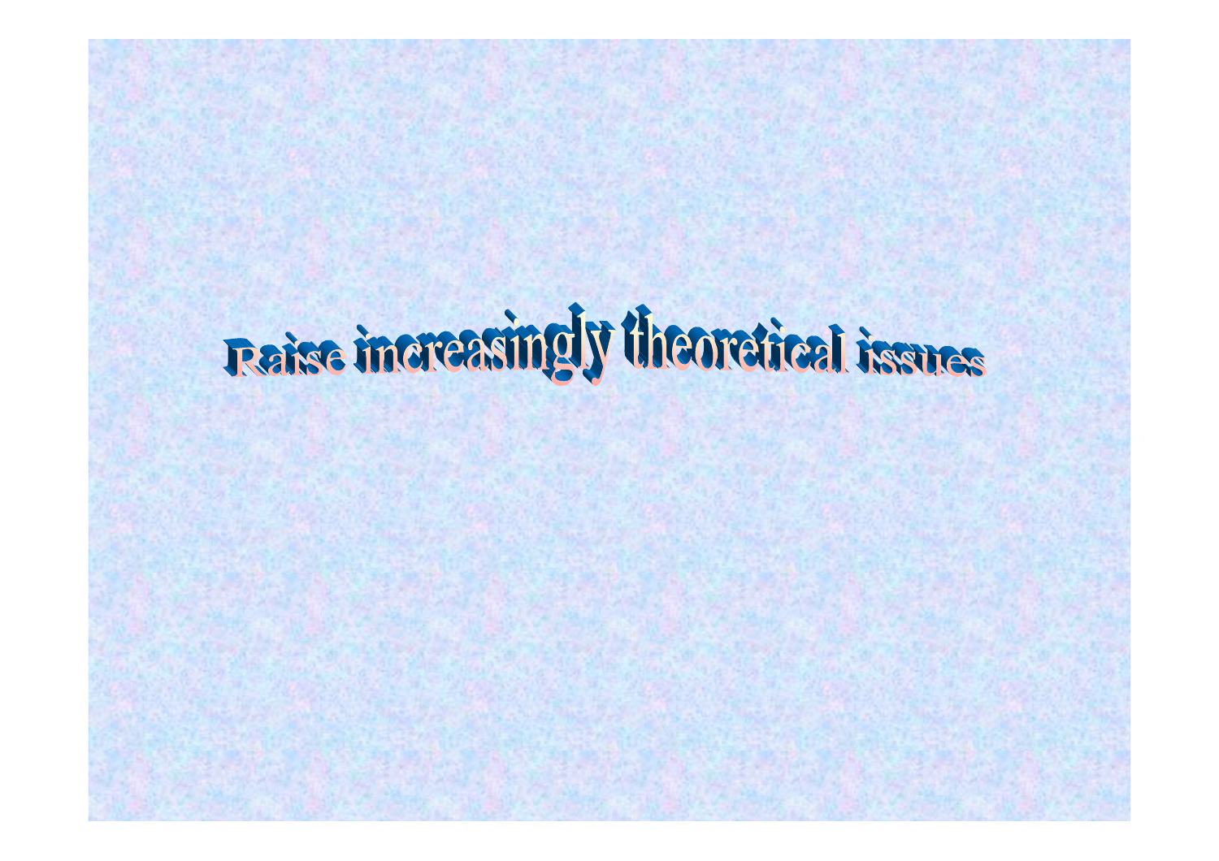# Raise increasingly theoretical issues